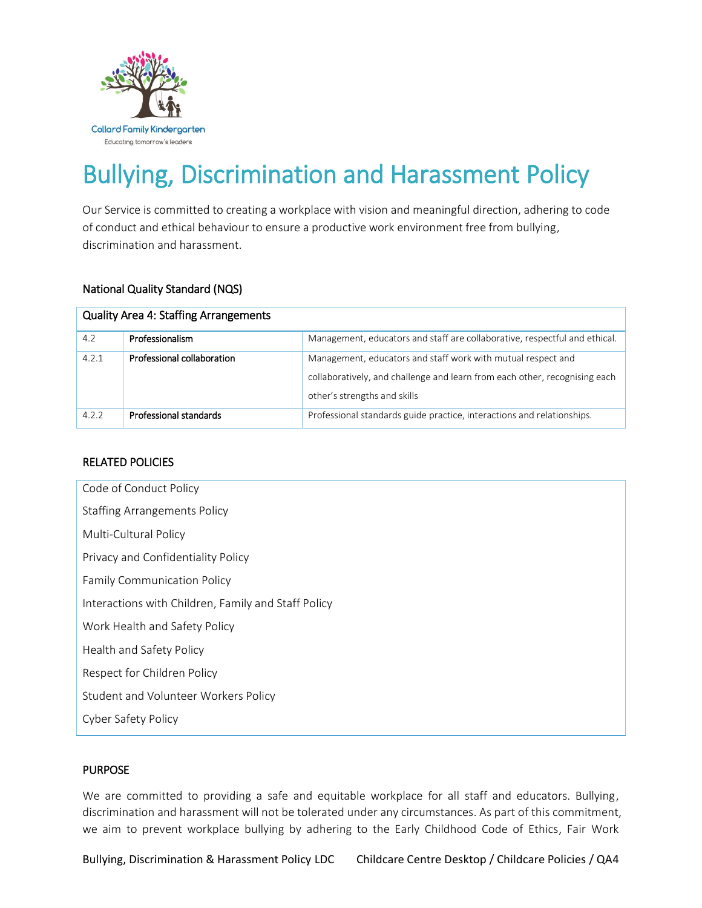# Bullying, Discrimination and Harassment Policy

Our Service is committed to creating a workplace with vision and meaningful direction, adhering to code of conduct and ethical behaviour to ensure a productive work environment free from bullying, discrimination and harassment.

## National Quality Standard (NQS)

| Quality Area 4: Staffing Arrangements | | |
|---|---|---|
| 4.2 | **Professionalism** | Management, educators and staff are collaborative, respectful and ethical. |
| 4.2.1 | **Professional collaboration** | Management, educators and staff work with mutual respect and collaboratively, and challenge and learn from each other, recognising each other's strengths and skills |
| 4.2.2 | **Professional standards** | Professional standards guide practice, interactions and relationships. |

## RELATED POLICIES

- Code of Conduct Policy
- Staffing Arrangements Policy
- Multi-Cultural Policy
- Privacy and Confidentiality Policy
- Family Communication Policy
- Interactions with Children, Family and Staff Policy
- Work Health and Safety Policy
- Health and Safety Policy
- Respect for Children Policy
- Student and Volunteer Workers Policy
- Cyber Safety Policy

## PURPOSE

We are committed to providing a safe and equitable workplace for all staff and educators. Bullying, discrimination and harassment will not be tolerated under any circumstances. As part of this commitment, we aim to prevent workplace bullying by adhering to the Early Childhood Code of Ethics, Fair Work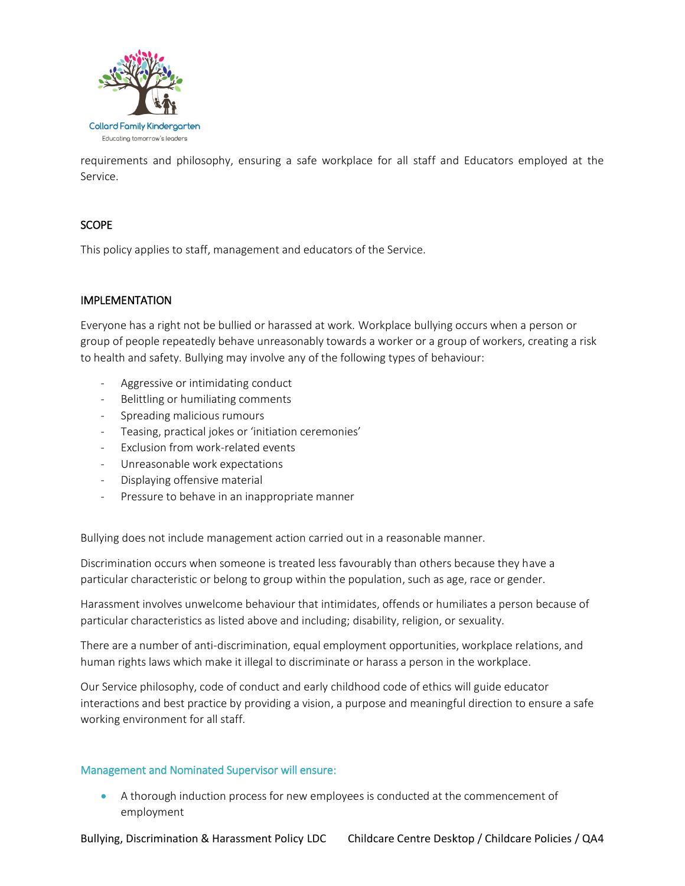requirements and philosophy, ensuring a safe workplace for all staff and Educators employed at the Service.

## SCOPE

This policy applies to staff, management and educators of the Service.

## IMPLEMENTATION

Everyone has a right not be bullied or harassed at work. Workplace bullying occurs when a person or group of people repeatedly behave unreasonably towards a worker or a group of workers, creating a risk to health and safety. Bullying may involve any of the following types of behaviour:

- Aggressive or intimidating conduct
- Belittling or humiliating comments
- Spreading malicious rumours
- Teasing, practical jokes or 'initiation ceremonies'
- Exclusion from work-related events
- Unreasonable work expectations
- Displaying offensive material
- Pressure to behave in an inappropriate manner

Bullying does not include management action carried out in a reasonable manner.

Discrimination occurs when someone is treated less favourably than others because they have a particular characteristic or belong to group within the population, such as age, race or gender.

Harassment involves unwelcome behaviour that intimidates, offends or humiliates a person because of particular characteristics as listed above and including; disability, religion, or sexuality.

There are a number of anti-discrimination, equal employment opportunities, workplace relations, and human rights laws which make it illegal to discriminate or harass a person in the workplace.

Our Service philosophy, code of conduct and early childhood code of ethics will guide educator interactions and best practice by providing a vision, a purpose and meaningful direction to ensure a safe working environment for all staff.

### Management and Nominated Supervisor will ensure:

- A thorough induction process for new employees is conducted at the commencement of employment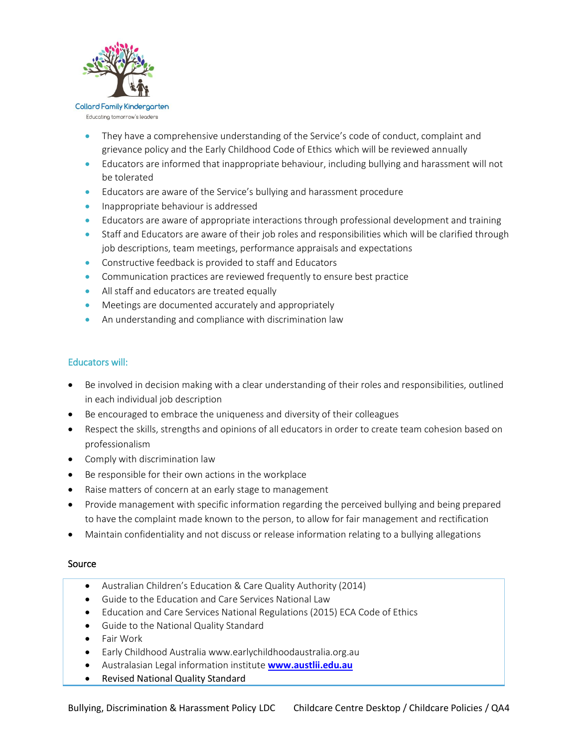- They have a comprehensive understanding of the Service's code of conduct, complaint and grievance policy and the Early Childhood Code of Ethics which will be reviewed annually
- Educators are informed that inappropriate behaviour, including bullying and harassment will not be tolerated
- Educators are aware of the Service's bullying and harassment procedure
- Inappropriate behaviour is addressed
- Educators are aware of appropriate interactions through professional development and training
- Staff and Educators are aware of their job roles and responsibilities which will be clarified through job descriptions, team meetings, performance appraisals and expectations
- Constructive feedback is provided to staff and Educators
- Communication practices are reviewed frequently to ensure best practice
- All staff and educators are treated equally
- Meetings are documented accurately and appropriately
- An understanding and compliance with discrimination law

## Educators will:

- Be involved in decision making with a clear understanding of their roles and responsibilities, outlined in each individual job description
- Be encouraged to embrace the uniqueness and diversity of their colleagues
- Respect the skills, strengths and opinions of all educators in order to create team cohesion based on professionalism
- Comply with discrimination law
- Be responsible for their own actions in the workplace
- Raise matters of concern at an early stage to management
- Provide management with specific information regarding the perceived bullying and being prepared to have the complaint made known to the person, to allow for fair management and rectification
- Maintain confidentiality and not discuss or release information relating to a bullying allegations

### Source

- Australian Children's Education & Care Quality Authority (2014)
- Guide to the Education and Care Services National Law
- Education and Care Services National Regulations (2015) ECA Code of Ethics
- Guide to the National Quality Standard
- Fair Work
- Early Childhood Australia www.earlychildhoodaustralia.org.au
- Australasian Legal information institute **www.austlii.edu.au**
- Revised National Quality Standard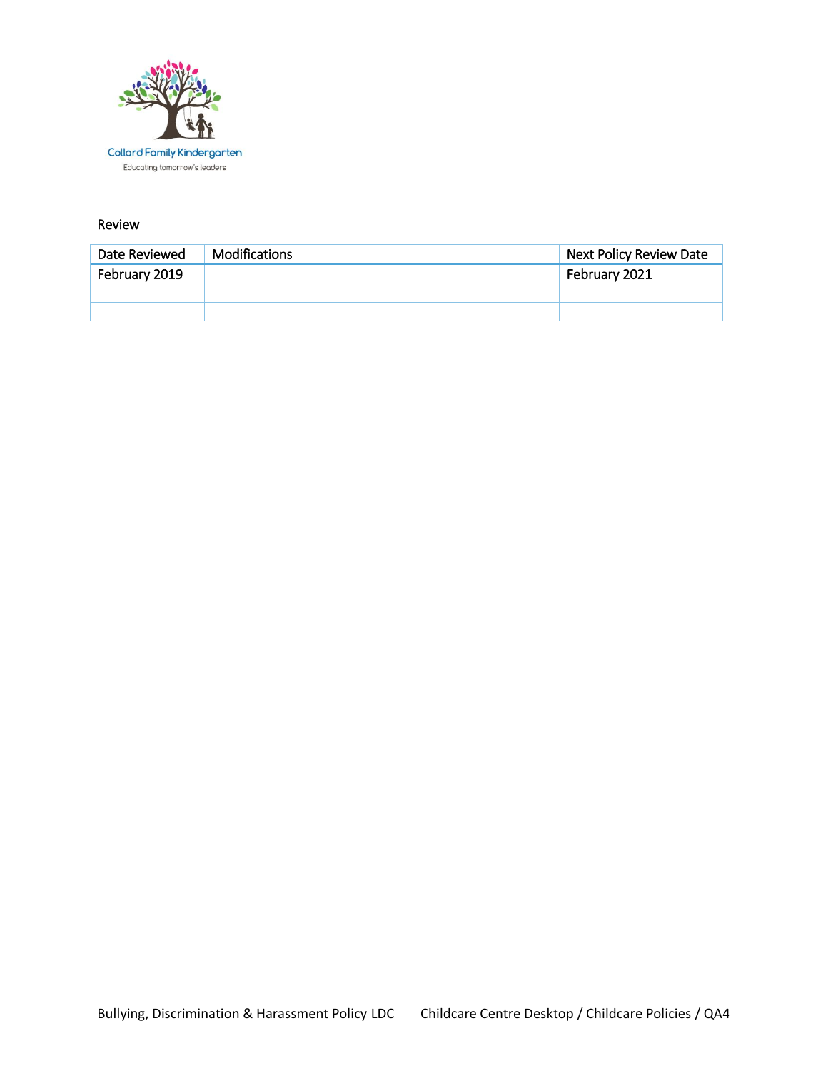Collard Family Kindergarten

Educating tomorrow's leaders

Review

| Date Reviewed | Modifications | Next Policy Review Date |
|---|---|---|
| February 2019 | | February 2021 |
| | | |
| | | |